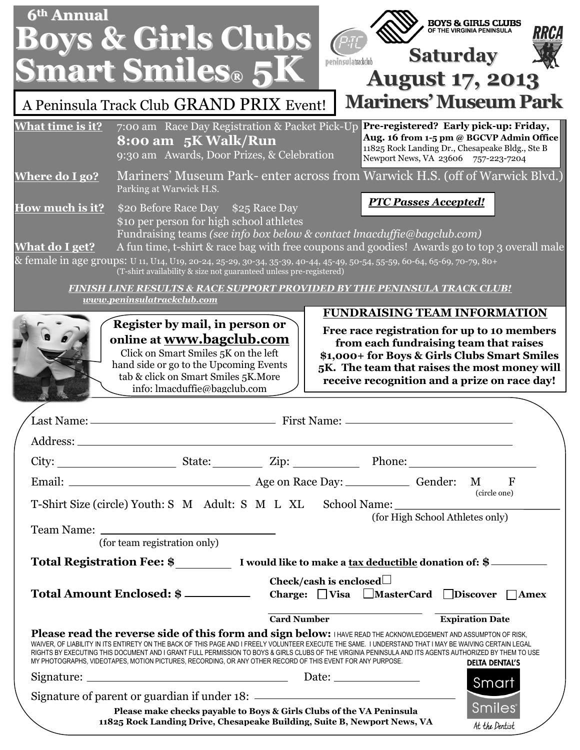# 6th Annual Boys & Girls Clubs Smart Smiles® 5K

BOYS & GIRLS CLUBS OF THE VIRGINIA PENINSULA

## Saturday August 17, 2013

## Mariners' Museum Park

A Peninsula Track Club GRAND PRIX Event!

**What time is it?** 7:00 am Race Day Registration & Packet Pick-Up
**8:00 am 5K Walk/Run**
9:30 am Awards, Door Prizes, & Celebration

**Pre-registered? Early pick-up: Friday, Aug. 16 from 1-5 pm @ BGCVP Admin Office**
11825 Rock Landing Dr., Chesapeake Bldg., Ste B
Newport News, VA 23606 757-223-7204

**Where do I go?** Mariners' Museum Park- enter across from Warwick H.S. (off of Warwick Blvd.)
Parking at Warwick H.S.

**How much is it?** $20 Before Race Day $25 Race Day
$10 per person for high school athletes
Fundraising teams *(see info box below & contact lmacduffie@bagclub.com)*

***PTC Passes Accepted!***

**What do I get?** A fun time, t-shirt & race bag with free coupons and goodies! Awards go to top 3 overall male & female in age groups: U 11, U14, U19, 20-24, 25-29, 30-34, 35-39, 40-44, 45-49, 50-54, 55-59, 60-64, 65-69, 70-79, 80+
(T-shirt availability & size not guaranteed unless pre-registered)

***FINISH LINE RESULTS & RACE SUPPORT PROVIDED BY THE PENINSULA TRACK CLUB!***
***www.peninsulatrackclub.com***

**Register by mail, in person or online at www.bagclub.com**
Click on Smart Smiles 5K on the left hand side or go to the Upcoming Events tab & click on Smart Smiles 5K.More info: lmacduffie@bagclub.com

### FUNDRAISING TEAM INFORMATION

**Free race registration for up to 10 members from each fundraising team that raises $1,000+ for Boys & Girls Clubs Smart Smiles 5K. The team that raises the most money will receive recognition and a prize on race day!**

Last Name: ______________________ First Name: ______________________

Address: ____________________________________________

City: ______________ State: ________ Zip: __________ Phone: ________________

Email: ______________________ Age on Race Day: __________ Gender: M F (circle one)

T-Shirt Size (circle) Youth: S M Adult: S M L XL School Name: ________________ (for High School Athletes only)

Team Name: ______________________ (for team registration only)

**Total Registration Fee: $** ________ **I would like to make a tax deductible donation of: $** ________

**Total Amount Enclosed: $** ________

**Check/cash is enclosed** ☐
**Charge:** ☐ **Visa** ☐ **MasterCard** ☐ **Discover** ☐ **Amex**

**Card Number** ______________ **Expiration Date** ______________

**Please read the reverse side of this form and sign below:** I HAVE READ THE ACKNOWLEDGEMENT AND ASSUMPTON OF RISK, WAIVER, OF LIABILITY IN ITS ENTIRETY ON THE BACK OF THIS PAGE AND I FREELY VOLUNTEER EXECUTE THE SAME. I UNDERSTAND THAT I MAY BE WAIVING CERTAIN LEGAL RIGHTS BY EXECUTING THIS DOCUMENT AND I GRANT FULL PERMISSION TO BOYS & GIRLS CLUBS OF THE VIRGINIA PENINSULA AND ITS AGENTS AUTHORIZED BY THEM TO USE MY PHOTOGRAPHS, VIDEOTAPES, MOTION PICTURES, RECORDING, OR ANY OTHER RECORD OF THIS EVENT FOR ANY PURPOSE.

Signature: ______________________ Date: ______________

Signature of parent or guardian if under 18: ______________________

**Please make checks payable to Boys & Girls Clubs of the VA Peninsula**
**11825 Rock Landing Drive, Chesapeake Building, Suite B, Newport News, VA**

DELTA DENTAL'S Smart Smiles® At the Dentist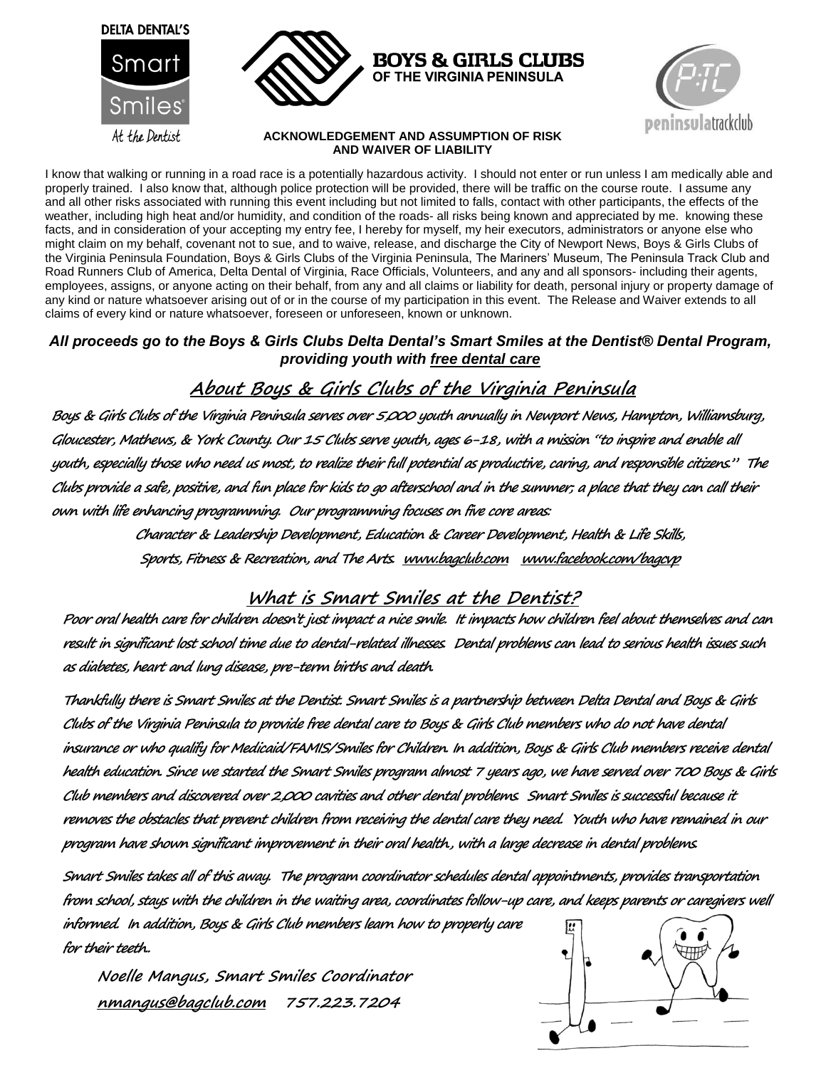DELTA DENTAL'S Smart Smiles At the Dentist

BOYS & GIRLS CLUBS OF THE VIRGINIA PENINSULA

peninsulatrackclub

## ACKNOWLEDGEMENT AND ASSUMPTION OF RISK AND WAIVER OF LIABILITY

I know that walking or running in a road race is a potentially hazardous activity. I should not enter or run unless I am medically able and properly trained. I also know that, although police protection will be provided, there will be traffic on the course route. I assume any and all other risks associated with running this event including but not limited to falls, contact with other participants, the effects of the weather, including high heat and/or humidity, and condition of the roads- all risks being known and appreciated by me. knowing these facts, and in consideration of your accepting my entry fee, I hereby for myself, my heir executors, administrators or anyone else who might claim on my behalf, covenant not to sue, and to waive, release, and discharge the City of Newport News, Boys & Girls Clubs of the Virginia Peninsula Foundation, Boys & Girls Clubs of the Virginia Peninsula, The Mariners' Museum, The Peninsula Track Club and Road Runners Club of America, Delta Dental of Virginia, Race Officials, Volunteers, and any and all sponsors- including their agents, employees, assigns, or anyone acting on their behalf, from any and all claims or liability for death, personal injury or property damage of any kind or nature whatsoever arising out of or in the course of my participation in this event. The Release and Waiver extends to all claims of every kind or nature whatsoever, foreseen or unforeseen, known or unknown.

***All proceeds go to the Boys & Girls Clubs Delta Dental's Smart Smiles at the Dentist® Dental Program, providing youth with free dental care***

## About Boys & Girls Clubs of the Virginia Peninsula

Boys & Girls Clubs of the Virginia Peninsula serves over 5,000 youth annually in Newport News, Hampton, Williamsburg, Gloucester, Mathews, & York County. Our 15 Clubs serve youth, ages 6-18, with a mission "to inspire and enable all youth, especially those who need us most, to realize their full potential as productive, caring, and responsible citizens." The Clubs provide a safe, positive, and fun place for kids to go afterschool and in the summer; a place that they can call their own with life enhancing programming. Our programming focuses on five core areas:

Character & Leadership Development, Education & Career Development, Health & Life Skills, Sports, Fitness & Recreation, and The Arts. www.bagclub.com www.facebook.com/bagcvp

## What is Smart Smiles at the Dentist?

Poor oral health care for children doesn't just impact a nice smile. It impacts how children feel about themselves and can result in significant lost school time due to dental-related illnesses. Dental problems can lead to serious health issues such as diabetes, heart and lung disease, pre-term births and death.

Thankfully there is Smart Smiles at the Dentist. Smart Smiles is a partnership between Delta Dental and Boys & Girls Clubs of the Virginia Peninsula to provide free dental care to Boys & Girls Club members who do not have dental insurance or who qualify for Medicaid/FAMIS/Smiles for Children. In addition, Boys & Girls Club members receive dental health education. Since we started the Smart Smiles program almost 7 years ago, we have served over 700 Boys & Girls Club members and discovered over 2,000 cavities and other dental problems. Smart Smiles is successful because it removes the obstacles that prevent children from receiving the dental care they need. Youth who have remained in our program have shown significant improvement in their oral health., with a large decrease in dental problems.

Smart Smiles takes all of this away. The program coordinator schedules dental appointments, provides transportation from school, stays with the children in the waiting area, coordinates follow-up care, and keeps parents or caregivers well informed. In addition, Boys & Girls Club members learn how to properly care for their teeth..

Noelle Mangus, Smart Smiles Coordinator
nmangus@bagclub.com 757.223.7204